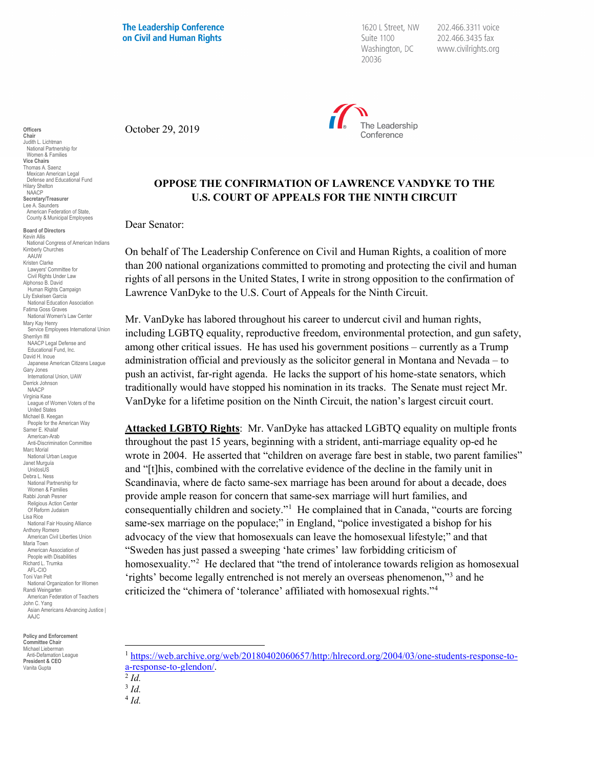**The Leadership Conference on Civil and Human Rights**

1620 L Street, NW
Suite 1100
Washington, DC
20036

202.466.3311 voice
202.466.3435 fax
www.civilrights.org

**Officers**
**Chair**
Judith L. Lichtman
National Partnership for Women & Families
**Vice Chairs**
Thomas A. Saenz
Mexican American Legal Defense and Educational Fund
Hilary Shelton
NAACP
**Secretary/Treasurer**
Lee A. Saunders
American Federation of State, County & Municipal Employees

**Board of Directors**
Kevin Allis
National Congress of American Indians
Kimberly Churches
AAUW
Kristen Clarke
Lawyers' Committee for Civil Rights Under Law
Alphonso B. David
Human Rights Campaign
Lily Eskelsen García
National Education Association
Fatima Goss Graves
National Women's Law Center
Mary Kay Henry
Service Employees International Union
Sherrilyn Ifill
NAACP Legal Defense and Educational Fund, Inc.
David H. Inoue
Japanese American Citizens League
Gary Jones
International Union, UAW
Derrick Johnson
NAACP
Virginia Kase
League of Women Voters of the United States
Michael B. Keegan
People for the American Way
Samer E. Khalaf
American-Arab Anti-Discrimination Committee
Marc Morial
National Urban League
Janet Murguía
UnidosUS
Debra L. Ness
National Partnership for Women & Families
Rabbi Jonah Pesner
Religious Action Center Of Reform Judaism
Lisa Rice
National Fair Housing Alliance
Anthony Romero
American Civil Liberties Union
Maria Town
American Association of People with Disabilities
Richard L. Trumka
AFL-CIO
Toni Van Pelt
National Organization for Women
Randi Weingarten
American Federation of Teachers
John C. Yang
Asian Americans Advancing Justice | AAJC

**Policy and Enforcement Committee Chair**
Michael Lieberman
Anti-Defamation League
**President & CEO**
Vanita Gupta

The Leadership Conference

October 29, 2019

**OPPOSE THE CONFIRMATION OF LAWRENCE VANDYKE TO THE U.S. COURT OF APPEALS FOR THE NINTH CIRCUIT**

Dear Senator:

On behalf of The Leadership Conference on Civil and Human Rights, a coalition of more than 200 national organizations committed to promoting and protecting the civil and human rights of all persons in the United States, I write in strong opposition to the confirmation of Lawrence VanDyke to the U.S. Court of Appeals for the Ninth Circuit.

Mr. VanDyke has labored throughout his career to undercut civil and human rights, including LGBTQ equality, reproductive freedom, environmental protection, and gun safety, among other critical issues. He has used his government positions – currently as a Trump administration official and previously as the solicitor general in Montana and Nevada – to push an activist, far-right agenda. He lacks the support of his home-state senators, which traditionally would have stopped his nomination in its tracks. The Senate must reject Mr. VanDyke for a lifetime position on the Ninth Circuit, the nation's largest circuit court.

**Attacked LGBTQ Rights**: Mr. VanDyke has attacked LGBTQ equality on multiple fronts throughout the past 15 years, beginning with a strident, anti-marriage equality op-ed he wrote in 2004. He asserted that "children on average fare best in stable, two parent families" and "[t]his, combined with the correlative evidence of the decline in the family unit in Scandinavia, where de facto same-sex marriage has been around for about a decade, does provide ample reason for concern that same-sex marriage will hurt families, and consequentially children and society."[1] He complained that in Canada, "courts are forcing same-sex marriage on the populace;" in England, "police investigated a bishop for his advocacy of the view that homosexuals can leave the homosexual lifestyle;" and that "Sweden has just passed a sweeping 'hate crimes' law forbidding criticism of homosexuality."[2] He declared that "the trend of intolerance towards religion as homosexual 'rights' become legally entrenched is not merely an overseas phenomenon,"[3] and he criticized the "chimera of 'tolerance' affiliated with homosexual rights."[4]

---

[1] https://web.archive.org/web/20180402060657/http:/hlrecord.org/2004/03/one-students-response-to-a-response-to-glendon/.
[2] *Id.*
[3] *Id.*
[4] *Id.*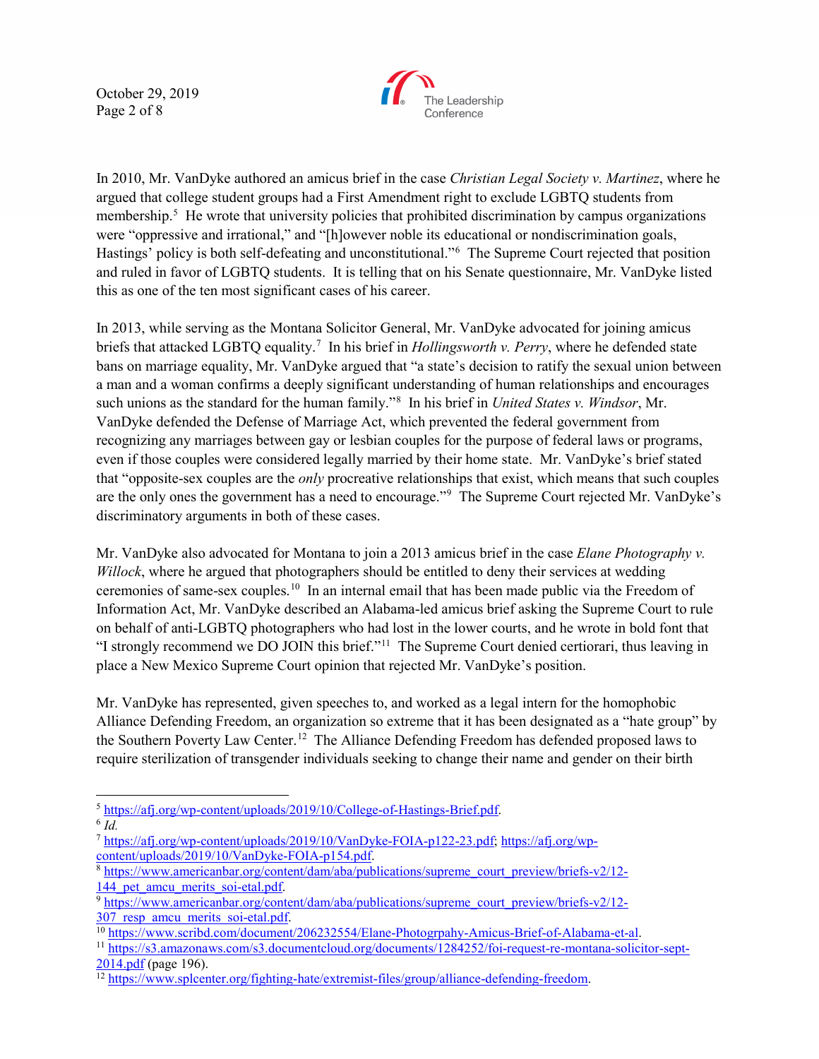In 2010, Mr. VanDyke authored an amicus brief in the case *Christian Legal Society v. Martinez*, where he argued that college student groups had a First Amendment right to exclude LGBTQ students from membership.[5] He wrote that university policies that prohibited discrimination by campus organizations were "oppressive and irrational," and "[h]owever noble its educational or nondiscrimination goals, Hastings' policy is both self-defeating and unconstitutional."[6] The Supreme Court rejected that position and ruled in favor of LGBTQ students. It is telling that on his Senate questionnaire, Mr. VanDyke listed this as one of the ten most significant cases of his career.

In 2013, while serving as the Montana Solicitor General, Mr. VanDyke advocated for joining amicus briefs that attacked LGBTQ equality.[7] In his brief in *Hollingsworth v. Perry*, where he defended state bans on marriage equality, Mr. VanDyke argued that "a state's decision to ratify the sexual union between a man and a woman confirms a deeply significant understanding of human relationships and encourages such unions as the standard for the human family."[8] In his brief in *United States v. Windsor*, Mr. VanDyke defended the Defense of Marriage Act, which prevented the federal government from recognizing any marriages between gay or lesbian couples for the purpose of federal laws or programs, even if those couples were considered legally married by their home state. Mr. VanDyke's brief stated that "opposite-sex couples are the *only* procreative relationships that exist, which means that such couples are the only ones the government has a need to encourage."[9] The Supreme Court rejected Mr. VanDyke's discriminatory arguments in both of these cases.

Mr. VanDyke also advocated for Montana to join a 2013 amicus brief in the case *Elane Photography v. Willock*, where he argued that photographers should be entitled to deny their services at wedding ceremonies of same-sex couples.[10] In an internal email that has been made public via the Freedom of Information Act, Mr. VanDyke described an Alabama-led amicus brief asking the Supreme Court to rule on behalf of anti-LGBTQ photographers who had lost in the lower courts, and he wrote in bold font that "I strongly recommend we DO JOIN this brief."[11] The Supreme Court denied certiorari, thus leaving in place a New Mexico Supreme Court opinion that rejected Mr. VanDyke's position.

Mr. VanDyke has represented, given speeches to, and worked as a legal intern for the homophobic Alliance Defending Freedom, an organization so extreme that it has been designated as a "hate group" by the Southern Poverty Law Center.[12] The Alliance Defending Freedom has defended proposed laws to require sterilization of transgender individuals seeking to change their name and gender on their birth

---

[5] https://afj.org/wp-content/uploads/2019/10/College-of-Hastings-Brief.pdf.

[6] *Id.*

[7] https://afj.org/wp-content/uploads/2019/10/VanDyke-FOIA-p122-23.pdf; https://afj.org/wp-content/uploads/2019/10/VanDyke-FOIA-p154.pdf.

[8] https://www.americanbar.org/content/dam/aba/publications/supreme_court_preview/briefs-v2/12-144_pet_amcu_merits_soi-etal.pdf.

[9] https://www.americanbar.org/content/dam/aba/publications/supreme_court_preview/briefs-v2/12-307_resp_amcu_merits_soi-etal.pdf.

[10] https://www.scribd.com/document/206232554/Elane-Photogrpahy-Amicus-Brief-of-Alabama-et-al.

[11] https://s3.amazonaws.com/s3.documentcloud.org/documents/1284252/foi-request-re-montana-solicitor-sept-2014.pdf (page 196).

[12] https://www.splcenter.org/fighting-hate/extremist-files/group/alliance-defending-freedom.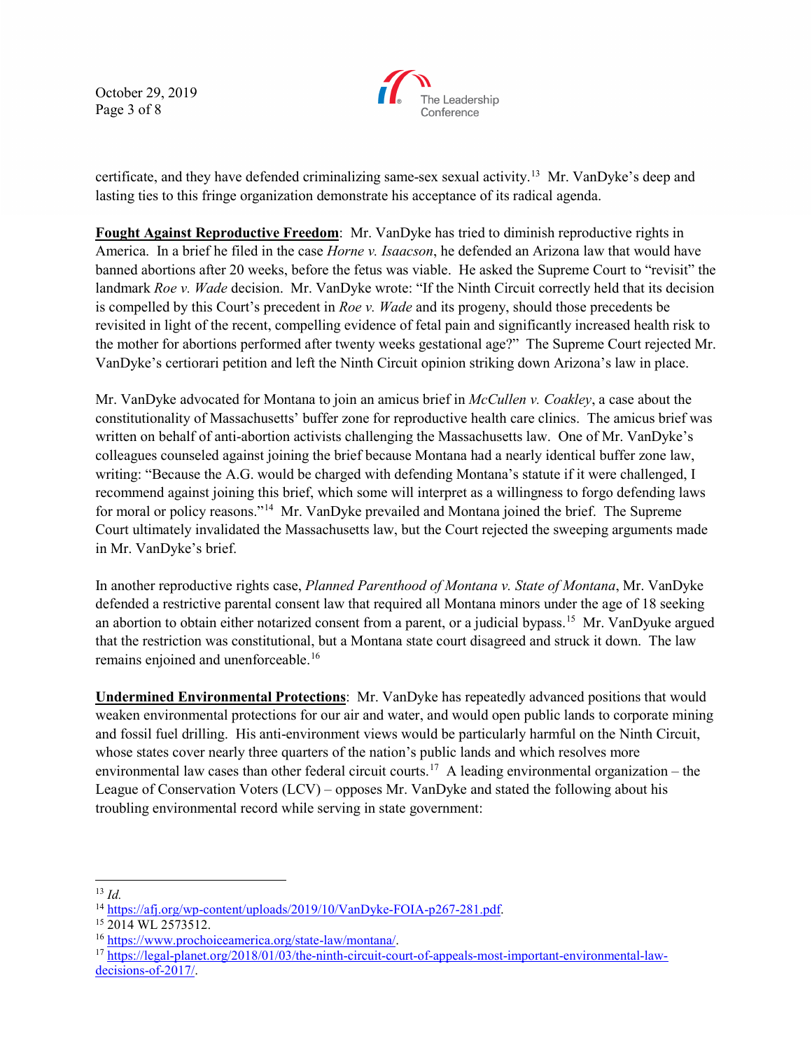certificate, and they have defended criminalizing same-sex sexual activity.[13] Mr. VanDyke's deep and lasting ties to this fringe organization demonstrate his acceptance of its radical agenda.

**Fought Against Reproductive Freedom**: Mr. VanDyke has tried to diminish reproductive rights in America. In a brief he filed in the case *Horne v. Isaacson*, he defended an Arizona law that would have banned abortions after 20 weeks, before the fetus was viable. He asked the Supreme Court to "revisit" the landmark *Roe v. Wade* decision. Mr. VanDyke wrote: "If the Ninth Circuit correctly held that its decision is compelled by this Court's precedent in *Roe v. Wade* and its progeny, should those precedents be revisited in light of the recent, compelling evidence of fetal pain and significantly increased health risk to the mother for abortions performed after twenty weeks gestational age?" The Supreme Court rejected Mr. VanDyke's certiorari petition and left the Ninth Circuit opinion striking down Arizona's law in place.

Mr. VanDyke advocated for Montana to join an amicus brief in *McCullen v. Coakley*, a case about the constitutionality of Massachusetts' buffer zone for reproductive health care clinics. The amicus brief was written on behalf of anti-abortion activists challenging the Massachusetts law. One of Mr. VanDyke's colleagues counseled against joining the brief because Montana had a nearly identical buffer zone law, writing: "Because the A.G. would be charged with defending Montana's statute if it were challenged, I recommend against joining this brief, which some will interpret as a willingness to forgo defending laws for moral or policy reasons."[14] Mr. VanDyke prevailed and Montana joined the brief. The Supreme Court ultimately invalidated the Massachusetts law, but the Court rejected the sweeping arguments made in Mr. VanDyke's brief.

In another reproductive rights case, *Planned Parenthood of Montana v. State of Montana*, Mr. VanDyke defended a restrictive parental consent law that required all Montana minors under the age of 18 seeking an abortion to obtain either notarized consent from a parent, or a judicial bypass.[15] Mr. VanDyuke argued that the restriction was constitutional, but a Montana state court disagreed and struck it down. The law remains enjoined and unenforceable.[16]

**Undermined Environmental Protections**: Mr. VanDyke has repeatedly advanced positions that would weaken environmental protections for our air and water, and would open public lands to corporate mining and fossil fuel drilling. His anti-environment views would be particularly harmful on the Ninth Circuit, whose states cover nearly three quarters of the nation's public lands and which resolves more environmental law cases than other federal circuit courts.[17] A leading environmental organization – the League of Conservation Voters (LCV) – opposes Mr. VanDyke and stated the following about his troubling environmental record while serving in state government:

---

[13] *Id.*

[14] https://afj.org/wp-content/uploads/2019/10/VanDyke-FOIA-p267-281.pdf.

[15] 2014 WL 2573512.

[16] https://www.prochoiceamerica.org/state-law/montana/.

[17] https://legal-planet.org/2018/01/03/the-ninth-circuit-court-of-appeals-most-important-environmental-law-decisions-of-2017/.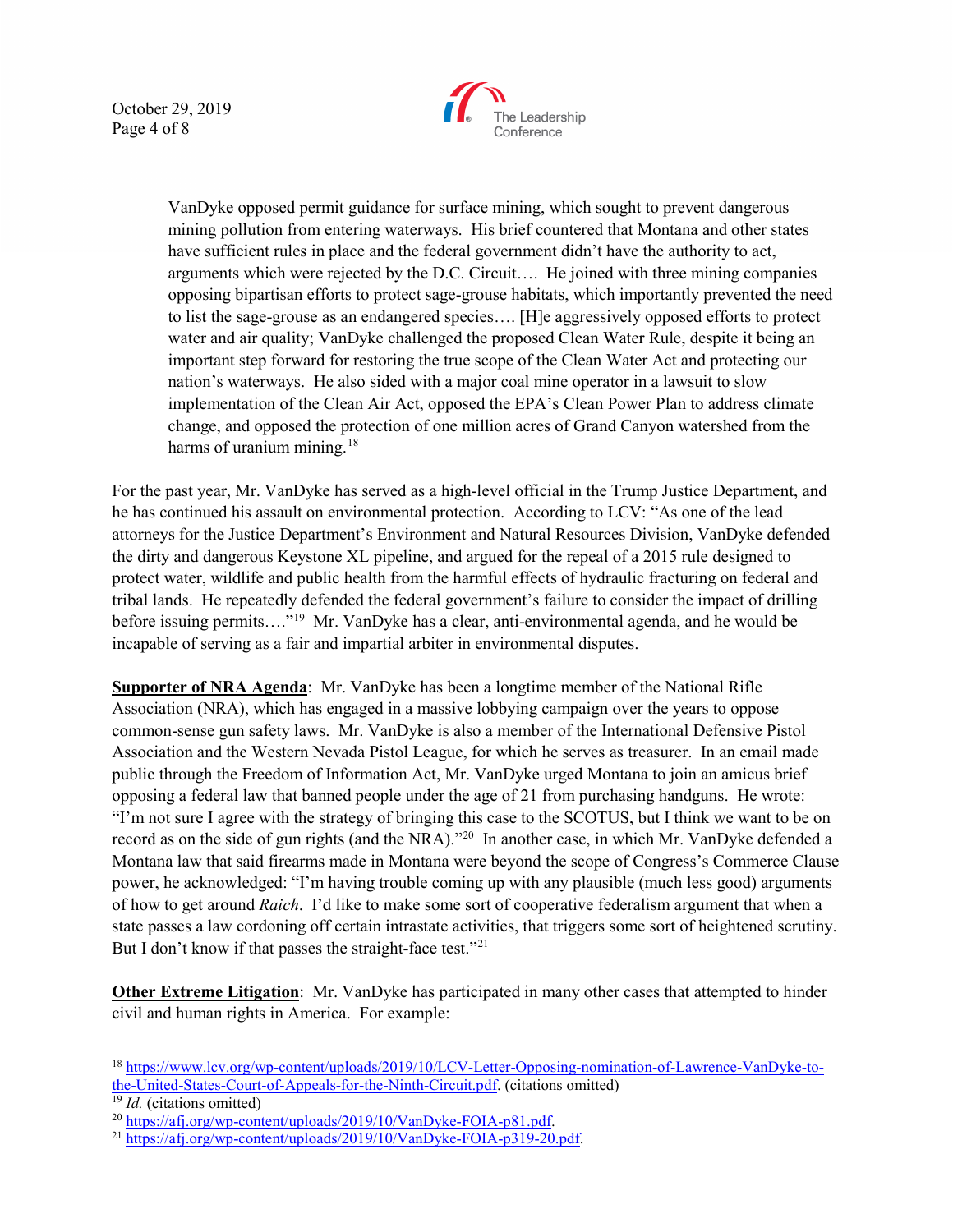> VanDyke opposed permit guidance for surface mining, which sought to prevent dangerous mining pollution from entering waterways. His brief countered that Montana and other states have sufficient rules in place and the federal government didn't have the authority to act, arguments which were rejected by the D.C. Circuit…. He joined with three mining companies opposing bipartisan efforts to protect sage-grouse habitats, which importantly prevented the need to list the sage-grouse as an endangered species…. [H]e aggressively opposed efforts to protect water and air quality; VanDyke challenged the proposed Clean Water Rule, despite it being an important step forward for restoring the true scope of the Clean Water Act and protecting our nation's waterways. He also sided with a major coal mine operator in a lawsuit to slow implementation of the Clean Air Act, opposed the EPA's Clean Power Plan to address climate change, and opposed the protection of one million acres of Grand Canyon watershed from the harms of uranium mining.[18]

For the past year, Mr. VanDyke has served as a high-level official in the Trump Justice Department, and he has continued his assault on environmental protection. According to LCV: "As one of the lead attorneys for the Justice Department's Environment and Natural Resources Division, VanDyke defended the dirty and dangerous Keystone XL pipeline, and argued for the repeal of a 2015 rule designed to protect water, wildlife and public health from the harmful effects of hydraulic fracturing on federal and tribal lands. He repeatedly defended the federal government's failure to consider the impact of drilling before issuing permits…."[19] Mr. VanDyke has a clear, anti-environmental agenda, and he would be incapable of serving as a fair and impartial arbiter in environmental disputes.

**Supporter of NRA Agenda**: Mr. VanDyke has been a longtime member of the National Rifle Association (NRA), which has engaged in a massive lobbying campaign over the years to oppose common-sense gun safety laws. Mr. VanDyke is also a member of the International Defensive Pistol Association and the Western Nevada Pistol League, for which he serves as treasurer. In an email made public through the Freedom of Information Act, Mr. VanDyke urged Montana to join an amicus brief opposing a federal law that banned people under the age of 21 from purchasing handguns. He wrote: "I'm not sure I agree with the strategy of bringing this case to the SCOTUS, but I think we want to be on record as on the side of gun rights (and the NRA)."[20] In another case, in which Mr. VanDyke defended a Montana law that said firearms made in Montana were beyond the scope of Congress's Commerce Clause power, he acknowledged: "I'm having trouble coming up with any plausible (much less good) arguments of how to get around *Raich*. I'd like to make some sort of cooperative federalism argument that when a state passes a law cordoning off certain intrastate activities, that triggers some sort of heightened scrutiny. But I don't know if that passes the straight-face test."[21]

**Other Extreme Litigation**: Mr. VanDyke has participated in many other cases that attempted to hinder civil and human rights in America. For example:

---

[18] https://www.lcv.org/wp-content/uploads/2019/10/LCV-Letter-Opposing-nomination-of-Lawrence-VanDyke-to-the-United-States-Court-of-Appeals-for-the-Ninth-Circuit.pdf. (citations omitted)

[19] *Id.* (citations omitted)

[20] https://afj.org/wp-content/uploads/2019/10/VanDyke-FOIA-p81.pdf.

[21] https://afj.org/wp-content/uploads/2019/10/VanDyke-FOIA-p319-20.pdf.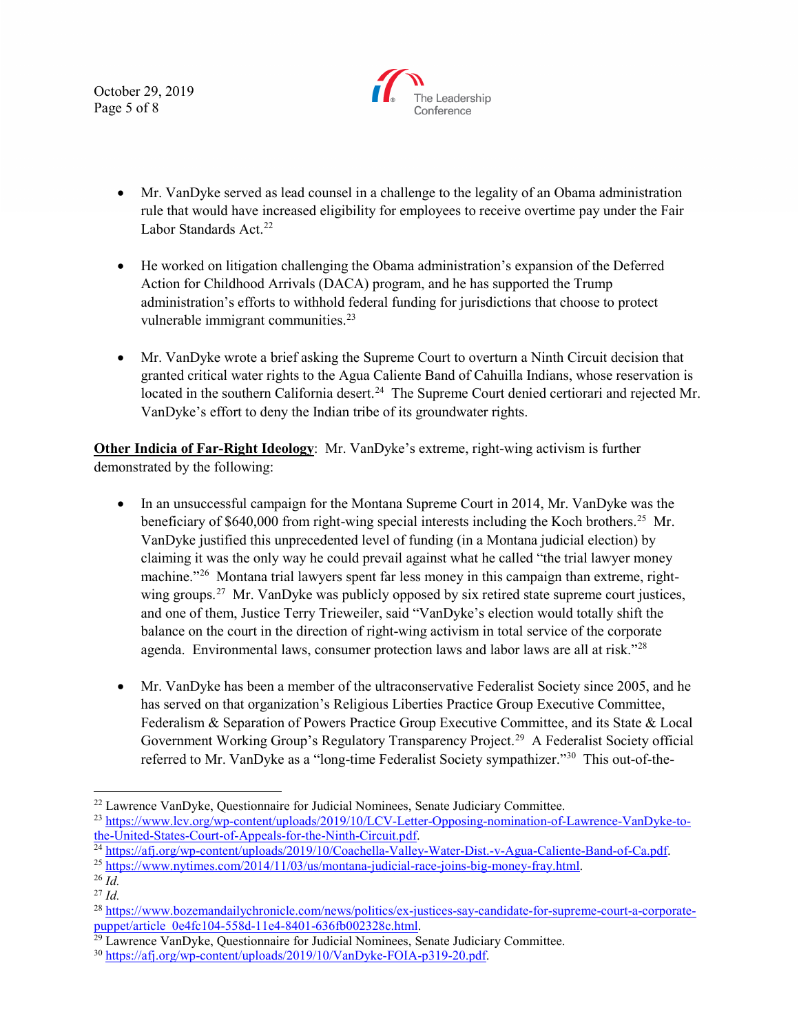- Mr. VanDyke served as lead counsel in a challenge to the legality of an Obama administration rule that would have increased eligibility for employees to receive overtime pay under the Fair Labor Standards Act.[22]

- He worked on litigation challenging the Obama administration's expansion of the Deferred Action for Childhood Arrivals (DACA) program, and he has supported the Trump administration's efforts to withhold federal funding for jurisdictions that choose to protect vulnerable immigrant communities.[23]

- Mr. VanDyke wrote a brief asking the Supreme Court to overturn a Ninth Circuit decision that granted critical water rights to the Agua Caliente Band of Cahuilla Indians, whose reservation is located in the southern California desert.[24] The Supreme Court denied certiorari and rejected Mr. VanDyke's effort to deny the Indian tribe of its groundwater rights.

**Other Indicia of Far-Right Ideology**: Mr. VanDyke's extreme, right-wing activism is further demonstrated by the following:

- In an unsuccessful campaign for the Montana Supreme Court in 2014, Mr. VanDyke was the beneficiary of $640,000 from right-wing special interests including the Koch brothers.[25] Mr. VanDyke justified this unprecedented level of funding (in a Montana judicial election) by claiming it was the only way he could prevail against what he called "the trial lawyer money machine."[26] Montana trial lawyers spent far less money in this campaign than extreme, right-wing groups.[27] Mr. VanDyke was publicly opposed by six retired state supreme court justices, and one of them, Justice Terry Trieweiler, said "VanDyke's election would totally shift the balance on the court in the direction of right-wing activism in total service of the corporate agenda. Environmental laws, consumer protection laws and labor laws are all at risk."[28]

- Mr. VanDyke has been a member of the ultraconservative Federalist Society since 2005, and he has served on that organization's Religious Liberties Practice Group Executive Committee, Federalism & Separation of Powers Practice Group Executive Committee, and its State & Local Government Working Group's Regulatory Transparency Project.[29] A Federalist Society official referred to Mr. VanDyke as a "long-time Federalist Society sympathizer."[30] This out-of-the-

---

[22] Lawrence VanDyke, Questionnaire for Judicial Nominees, Senate Judiciary Committee.
[23] https://www.lcv.org/wp-content/uploads/2019/10/LCV-Letter-Opposing-nomination-of-Lawrence-VanDyke-to-the-United-States-Court-of-Appeals-for-the-Ninth-Circuit.pdf.
[24] https://afj.org/wp-content/uploads/2019/10/Coachella-Valley-Water-Dist.-v-Agua-Caliente-Band-of-Ca.pdf.
[25] https://www.nytimes.com/2014/11/03/us/montana-judicial-race-joins-big-money-fray.html.
[26] *Id.*
[27] *Id.*
[28] https://www.bozemandailychronicle.com/news/politics/ex-justices-say-candidate-for-supreme-court-a-corporate-puppet/article_0e4fc104-558d-11e4-8401-636fb002328c.html.
[29] Lawrence VanDyke, Questionnaire for Judicial Nominees, Senate Judiciary Committee.
[30] https://afj.org/wp-content/uploads/2019/10/VanDyke-FOIA-p319-20.pdf.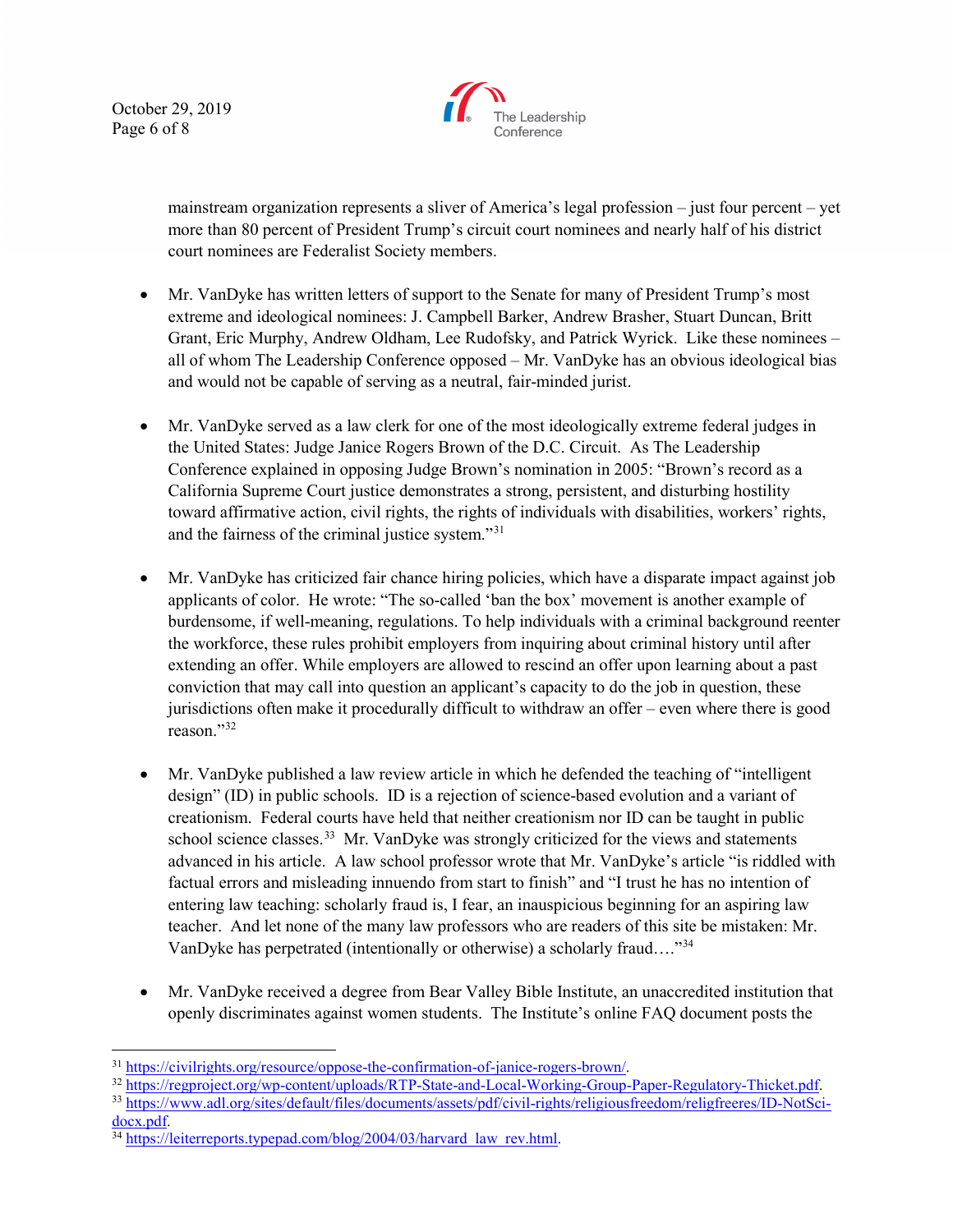mainstream organization represents a sliver of America's legal profession – just four percent – yet more than 80 percent of President Trump's circuit court nominees and nearly half of his district court nominees are Federalist Society members.

- Mr. VanDyke has written letters of support to the Senate for many of President Trump's most extreme and ideological nominees: J. Campbell Barker, Andrew Brasher, Stuart Duncan, Britt Grant, Eric Murphy, Andrew Oldham, Lee Rudofsky, and Patrick Wyrick. Like these nominees – all of whom The Leadership Conference opposed – Mr. VanDyke has an obvious ideological bias and would not be capable of serving as a neutral, fair-minded jurist.

- Mr. VanDyke served as a law clerk for one of the most ideologically extreme federal judges in the United States: Judge Janice Rogers Brown of the D.C. Circuit. As The Leadership Conference explained in opposing Judge Brown's nomination in 2005: "Brown's record as a California Supreme Court justice demonstrates a strong, persistent, and disturbing hostility toward affirmative action, civil rights, the rights of individuals with disabilities, workers' rights, and the fairness of the criminal justice system."[31]

- Mr. VanDyke has criticized fair chance hiring policies, which have a disparate impact against job applicants of color. He wrote: "The so-called 'ban the box' movement is another example of burdensome, if well-meaning, regulations. To help individuals with a criminal background reenter the workforce, these rules prohibit employers from inquiring about criminal history until after extending an offer. While employers are allowed to rescind an offer upon learning about a past conviction that may call into question an applicant's capacity to do the job in question, these jurisdictions often make it procedurally difficult to withdraw an offer – even where there is good reason."[32]

- Mr. VanDyke published a law review article in which he defended the teaching of "intelligent design" (ID) in public schools. ID is a rejection of science-based evolution and a variant of creationism. Federal courts have held that neither creationism nor ID can be taught in public school science classes.[33] Mr. VanDyke was strongly criticized for the views and statements advanced in his article. A law school professor wrote that Mr. VanDyke's article "is riddled with factual errors and misleading innuendo from start to finish" and "I trust he has no intention of entering law teaching: scholarly fraud is, I fear, an inauspicious beginning for an aspiring law teacher. And let none of the many law professors who are readers of this site be mistaken: Mr. VanDyke has perpetrated (intentionally or otherwise) a scholarly fraud…."[34]

- Mr. VanDyke received a degree from Bear Valley Bible Institute, an unaccredited institution that openly discriminates against women students. The Institute's online FAQ document posts the

---

[31] https://civilrights.org/resource/oppose-the-confirmation-of-janice-rogers-brown/.

[32] https://regproject.org/wp-content/uploads/RTP-State-and-Local-Working-Group-Paper-Regulatory-Thicket.pdf.

[33] https://www.adl.org/sites/default/files/documents/assets/pdf/civil-rights/religiousfreedom/religfreeres/ID-NotSci-docx.pdf.

[34] https://leiterreports.typepad.com/blog/2004/03/harvard_law_rev.html.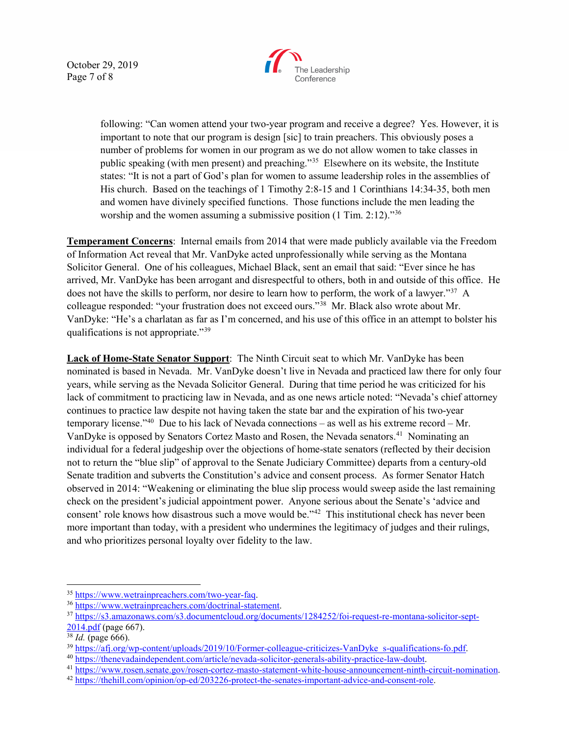following: "Can women attend your two-year program and receive a degree? Yes. However, it is important to note that our program is design [sic] to train preachers. This obviously poses a number of problems for women in our program as we do not allow women to take classes in public speaking (with men present) and preaching."[35] Elsewhere on its website, the Institute states: "It is not a part of God's plan for women to assume leadership roles in the assemblies of His church. Based on the teachings of 1 Timothy 2:8-15 and 1 Corinthians 14:34-35, both men and women have divinely specified functions. Those functions include the men leading the worship and the women assuming a submissive position (1 Tim. 2:12)."[36]

**Temperament Concerns**: Internal emails from 2014 that were made publicly available via the Freedom of Information Act reveal that Mr. VanDyke acted unprofessionally while serving as the Montana Solicitor General. One of his colleagues, Michael Black, sent an email that said: "Ever since he has arrived, Mr. VanDyke has been arrogant and disrespectful to others, both in and outside of this office. He does not have the skills to perform, nor desire to learn how to perform, the work of a lawyer."[37] A colleague responded: "your frustration does not exceed ours."[38] Mr. Black also wrote about Mr. VanDyke: "He's a charlatan as far as I'm concerned, and his use of this office in an attempt to bolster his qualifications is not appropriate."[39]

**Lack of Home-State Senator Support**: The Ninth Circuit seat to which Mr. VanDyke has been nominated is based in Nevada. Mr. VanDyke doesn't live in Nevada and practiced law there for only four years, while serving as the Nevada Solicitor General. During that time period he was criticized for his lack of commitment to practicing law in Nevada, and as one news article noted: "Nevada's chief attorney continues to practice law despite not having taken the state bar and the expiration of his two-year temporary license."[40] Due to his lack of Nevada connections – as well as his extreme record – Mr. VanDyke is opposed by Senators Cortez Masto and Rosen, the Nevada senators.[41] Nominating an individual for a federal judgeship over the objections of home-state senators (reflected by their decision not to return the "blue slip" of approval to the Senate Judiciary Committee) departs from a century-old Senate tradition and subverts the Constitution's advice and consent process. As former Senator Hatch observed in 2014: "Weakening or eliminating the blue slip process would sweep aside the last remaining check on the president's judicial appointment power. Anyone serious about the Senate's 'advice and consent' role knows how disastrous such a move would be."[42] This institutional check has never been more important than today, with a president who undermines the legitimacy of judges and their rulings, and who prioritizes personal loyalty over fidelity to the law.

---

[35] https://www.wetrainpreachers.com/two-year-faq.

[36] https://www.wetrainpreachers.com/doctrinal-statement.

[37] https://s3.amazonaws.com/s3.documentcloud.org/documents/1284252/foi-request-re-montana-solicitor-sept-2014.pdf (page 667).

[38] *Id.* (page 666).

[39] https://afj.org/wp-content/uploads/2019/10/Former-colleague-criticizes-VanDyke_s-qualifications-fo.pdf.

[40] https://thenevadaindependent.com/article/nevada-solicitor-generals-ability-practice-law-doubt.

[41] https://www.rosen.senate.gov/rosen-cortez-masto-statement-white-house-announcement-ninth-circuit-nomination.

[42] https://thehill.com/opinion/op-ed/203226-protect-the-senates-important-advice-and-consent-role.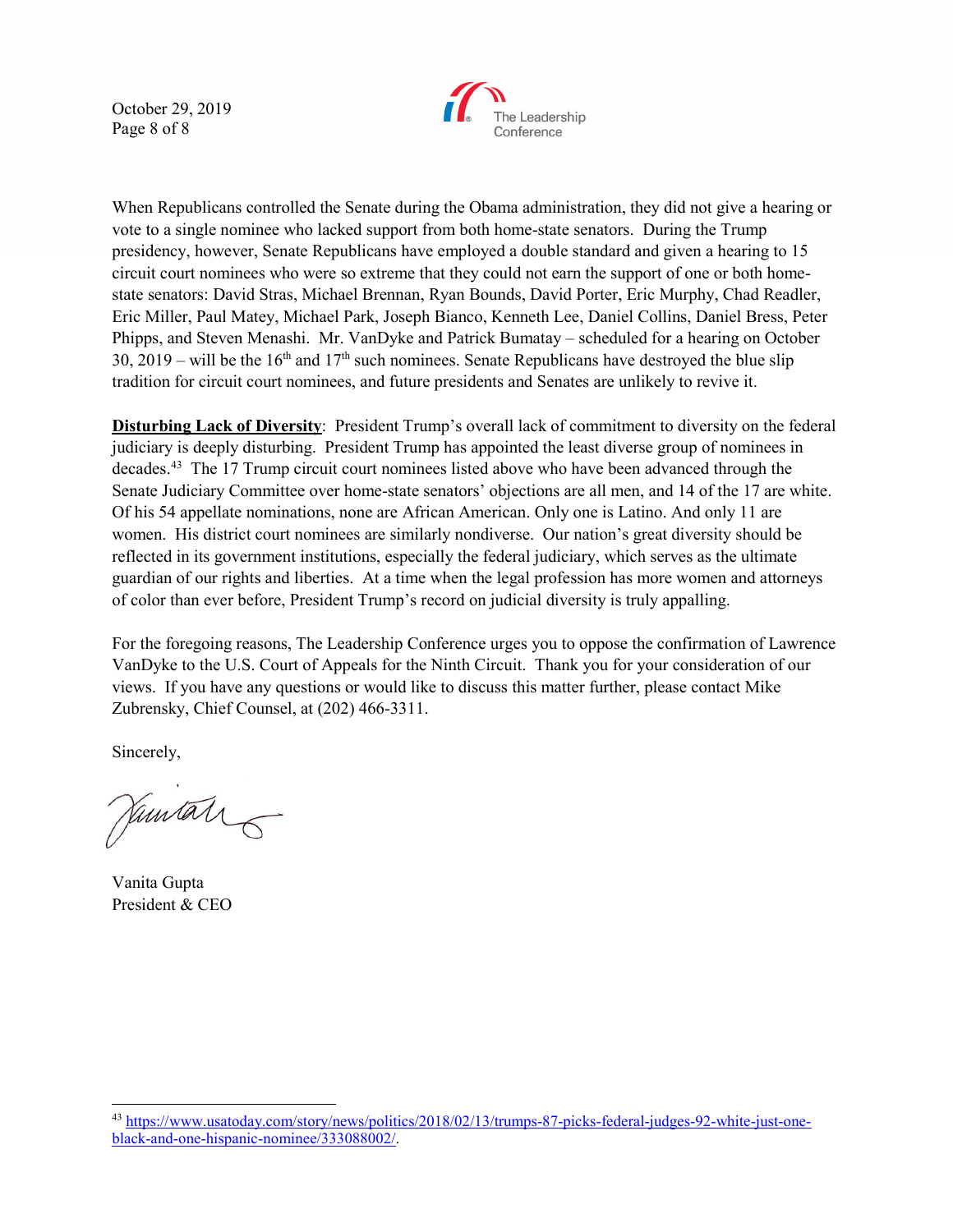When Republicans controlled the Senate during the Obama administration, they did not give a hearing or vote to a single nominee who lacked support from both home-state senators. During the Trump presidency, however, Senate Republicans have employed a double standard and given a hearing to 15 circuit court nominees who were so extreme that they could not earn the support of one or both home-state senators: David Stras, Michael Brennan, Ryan Bounds, David Porter, Eric Murphy, Chad Readler, Eric Miller, Paul Matey, Michael Park, Joseph Bianco, Kenneth Lee, Daniel Collins, Daniel Bress, Peter Phipps, and Steven Menashi. Mr. VanDyke and Patrick Bumatay – scheduled for a hearing on October 30, 2019 – will be the 16th and 17th such nominees. Senate Republicans have destroyed the blue slip tradition for circuit court nominees, and future presidents and Senates are unlikely to revive it.

**Disturbing Lack of Diversity**: President Trump's overall lack of commitment to diversity on the federal judiciary is deeply disturbing. President Trump has appointed the least diverse group of nominees in decades.[43] The 17 Trump circuit court nominees listed above who have been advanced through the Senate Judiciary Committee over home-state senators' objections are all men, and 14 of the 17 are white. Of his 54 appellate nominations, none are African American. Only one is Latino. And only 11 are women. His district court nominees are similarly nondiverse. Our nation's great diversity should be reflected in its government institutions, especially the federal judiciary, which serves as the ultimate guardian of our rights and liberties. At a time when the legal profession has more women and attorneys of color than ever before, President Trump's record on judicial diversity is truly appalling.

For the foregoing reasons, The Leadership Conference urges you to oppose the confirmation of Lawrence VanDyke to the U.S. Court of Appeals for the Ninth Circuit. Thank you for your consideration of our views. If you have any questions or would like to discuss this matter further, please contact Mike Zubrensky, Chief Counsel, at (202) 466-3311.

Sincerely,

Vanita Gupta
President & CEO

---

[43] https://www.usatoday.com/story/news/politics/2018/02/13/trumps-87-picks-federal-judges-92-white-just-one-black-and-one-hispanic-nominee/333088002/.